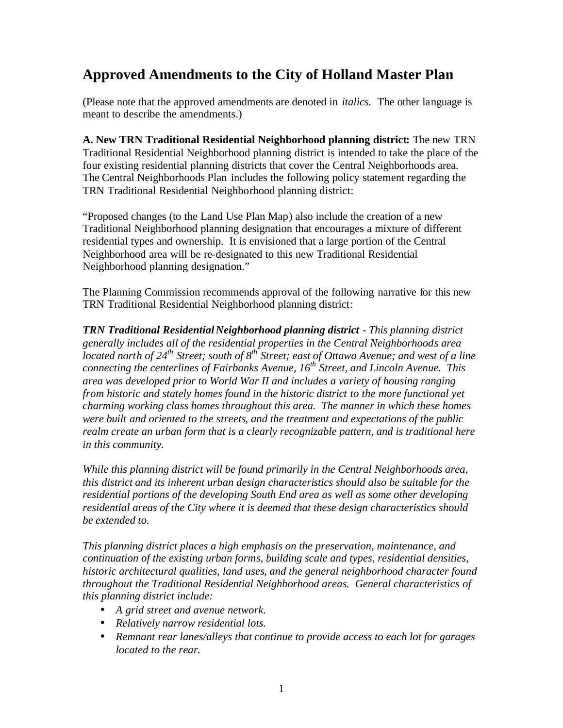# Approved Amendments to the City of Holland Master Plan

(Please note that the approved amendments are denoted in *italics.* The other language is meant to describe the amendments.)

**A. New TRN Traditional Residential Neighborhood planning district:** The new TRN Traditional Residential Neighborhood planning district is intended to take the place of the four existing residential planning districts that cover the Central Neighborhoods area. The Central Neighborhoods Plan includes the following policy statement regarding the TRN Traditional Residential Neighborhood planning district:

"Proposed changes (to the Land Use Plan Map) also include the creation of a new Traditional Neighborhood planning designation that encourages a mixture of different residential types and ownership. It is envisioned that a large portion of the Central Neighborhood area will be re-designated to this new Traditional Residential Neighborhood planning designation."

The Planning Commission recommends approval of the following narrative for this new TRN Traditional Residential Neighborhood planning district:

***TRN Traditional Residential Neighborhood planning district*** *- This planning district generally includes all of the residential properties in the Central Neighborhoods area located north of 24th Street; south of 8th Street; east of Ottawa Avenue; and west of a line connecting the centerlines of Fairbanks Avenue, 16th Street, and Lincoln Avenue. This area was developed prior to World War II and includes a variety of housing ranging from historic and stately homes found in the historic district to the more functional yet charming working class homes throughout this area. The manner in which these homes were built and oriented to the streets, and the treatment and expectations of the public realm create an urban form that is a clearly recognizable pattern, and is traditional here in this community.*

*While this planning district will be found primarily in the Central Neighborhoods area, this district and its inherent urban design characteristics should also be suitable for the residential portions of the developing South End area as well as some other developing residential areas of the City where it is deemed that these design characteristics should be extended to.*

*This planning district places a high emphasis on the preservation, maintenance, and continuation of the existing urban forms, building scale and types, residential densities, historic architectural qualities, land uses, and the general neighborhood character found throughout the Traditional Residential Neighborhood areas. General characteristics of this planning district include:*

- *A grid street and avenue network.*
- *Relatively narrow residential lots.*
- *Remnant rear lanes/alleys that continue to provide access to each lot for garages located to the rear.*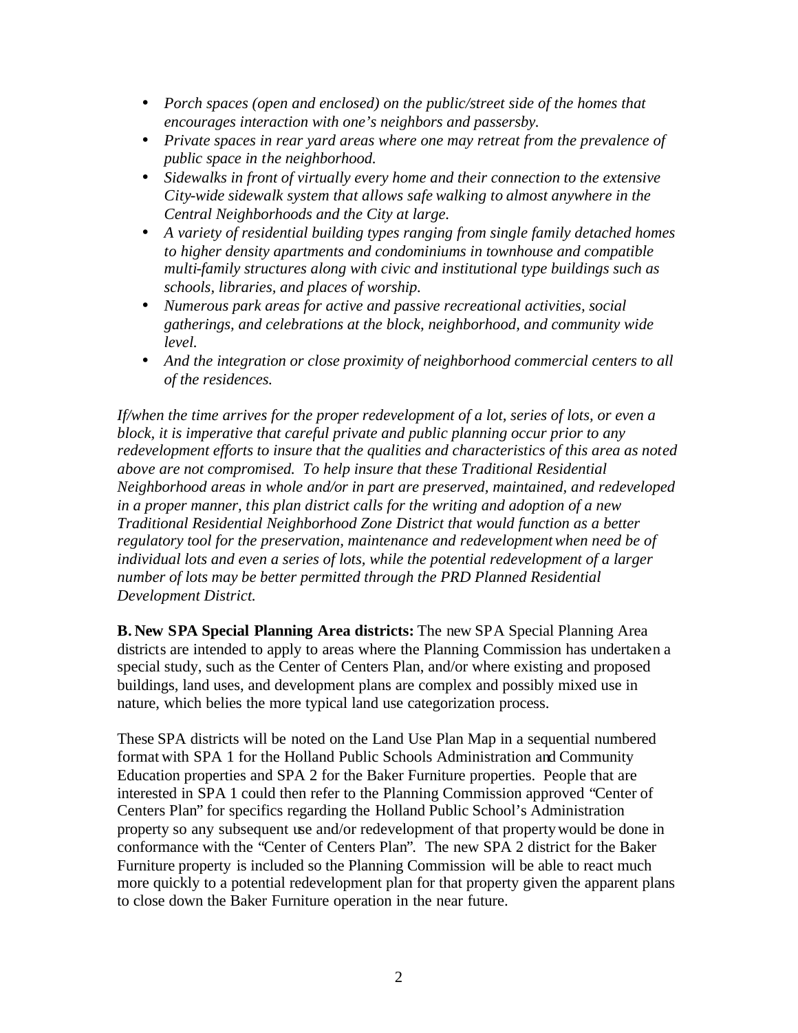- *Porch spaces (open and enclosed) on the public/street side of the homes that encourages interaction with one's neighbors and passersby.*
- *Private spaces in rear yard areas where one may retreat from the prevalence of public space in the neighborhood.*
- *Sidewalks in front of virtually every home and their connection to the extensive City-wide sidewalk system that allows safe walking to almost anywhere in the Central Neighborhoods and the City at large.*
- *A variety of residential building types ranging from single family detached homes to higher density apartments and condominiums in townhouse and compatible multi-family structures along with civic and institutional type buildings such as schools, libraries, and places of worship.*
- *Numerous park areas for active and passive recreational activities, social gatherings, and celebrations at the block, neighborhood, and community wide level.*
- *And the integration or close proximity of neighborhood commercial centers to all of the residences.*

*If/when the time arrives for the proper redevelopment of a lot, series of lots, or even a block, it is imperative that careful private and public planning occur prior to any redevelopment efforts to insure that the qualities and characteristics of this area as noted above are not compromised. To help insure that these Traditional Residential Neighborhood areas in whole and/or in part are preserved, maintained, and redeveloped in a proper manner, this plan district calls for the writing and adoption of a new Traditional Residential Neighborhood Zone District that would function as a better regulatory tool for the preservation, maintenance and redevelopment when need be of individual lots and even a series of lots, while the potential redevelopment of a larger number of lots may be better permitted through the PRD Planned Residential Development District.*

**B. New SPA Special Planning Area districts:** The new SPA Special Planning Area districts are intended to apply to areas where the Planning Commission has undertaken a special study, such as the Center of Centers Plan, and/or where existing and proposed buildings, land uses, and development plans are complex and possibly mixed use in nature, which belies the more typical land use categorization process.

These SPA districts will be noted on the Land Use Plan Map in a sequential numbered format with SPA 1 for the Holland Public Schools Administration and Community Education properties and SPA 2 for the Baker Furniture properties. People that are interested in SPA 1 could then refer to the Planning Commission approved "Center of Centers Plan" for specifics regarding the Holland Public School's Administration property so any subsequent use and/or redevelopment of that property would be done in conformance with the "Center of Centers Plan". The new SPA 2 district for the Baker Furniture property is included so the Planning Commission will be able to react much more quickly to a potential redevelopment plan for that property given the apparent plans to close down the Baker Furniture operation in the near future.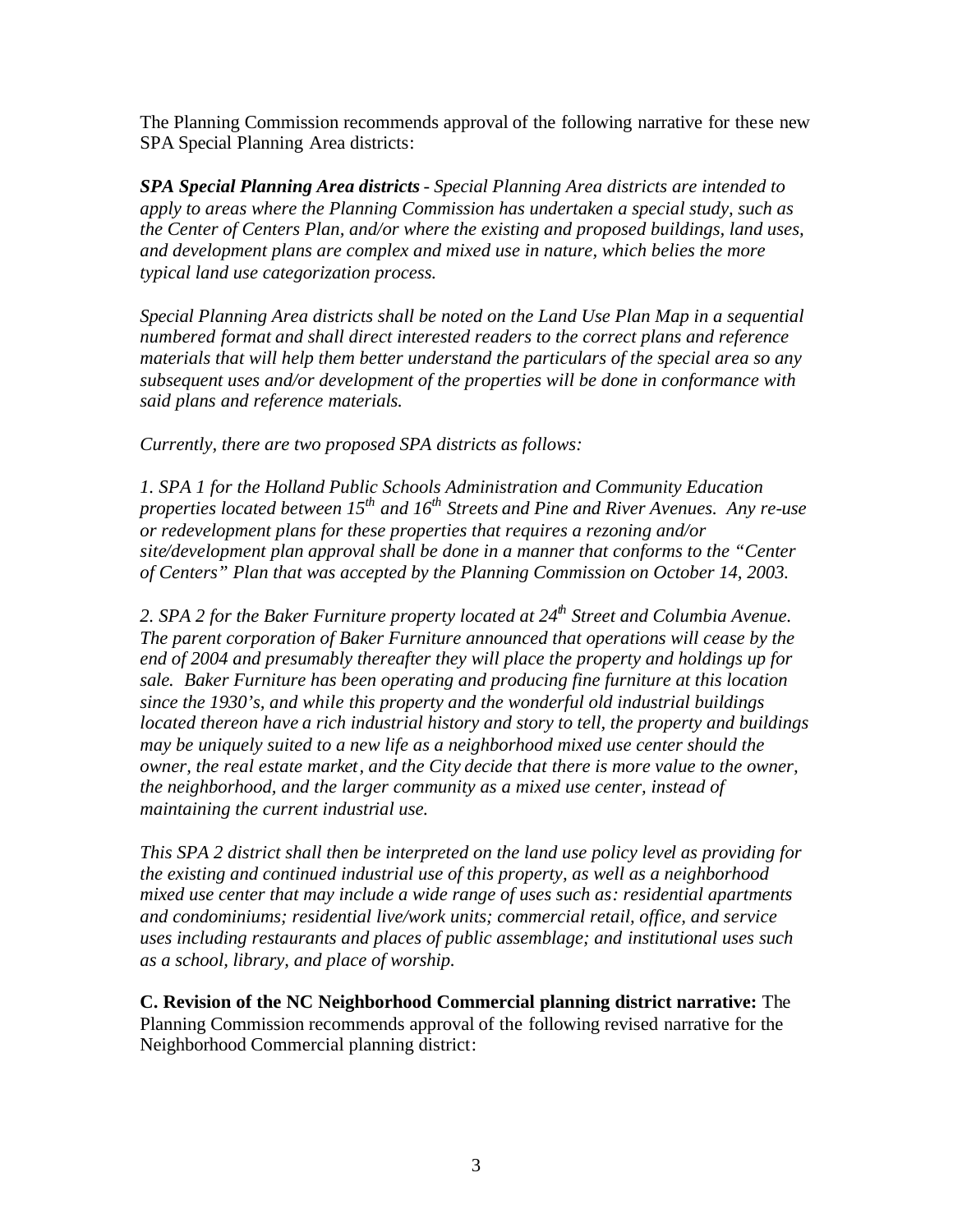The Planning Commission recommends approval of the following narrative for these new SPA Special Planning Area districts:

***SPA Special Planning Area districts*** *- Special Planning Area districts are intended to apply to areas where the Planning Commission has undertaken a special study, such as the Center of Centers Plan, and/or where the existing and proposed buildings, land uses, and development plans are complex and mixed use in nature, which belies the more typical land use categorization process.*

*Special Planning Area districts shall be noted on the Land Use Plan Map in a sequential numbered format and shall direct interested readers to the correct plans and reference materials that will help them better understand the particulars of the special area so any subsequent uses and/or development of the properties will be done in conformance with said plans and reference materials.*

*Currently, there are two proposed SPA districts as follows:*

*1. SPA 1 for the Holland Public Schools Administration and Community Education properties located between 15th and 16th Streets and Pine and River Avenues. Any re-use or redevelopment plans for these properties that requires a rezoning and/or site/development plan approval shall be done in a manner that conforms to the "Center of Centers" Plan that was accepted by the Planning Commission on October 14, 2003.*

*2. SPA 2 for the Baker Furniture property located at 24th Street and Columbia Avenue. The parent corporation of Baker Furniture announced that operations will cease by the end of 2004 and presumably thereafter they will place the property and holdings up for sale. Baker Furniture has been operating and producing fine furniture at this location since the 1930's, and while this property and the wonderful old industrial buildings located thereon have a rich industrial history and story to tell, the property and buildings may be uniquely suited to a new life as a neighborhood mixed use center should the owner, the real estate market, and the City decide that there is more value to the owner, the neighborhood, and the larger community as a mixed use center, instead of maintaining the current industrial use.*

*This SPA 2 district shall then be interpreted on the land use policy level as providing for the existing and continued industrial use of this property, as well as a neighborhood mixed use center that may include a wide range of uses such as: residential apartments and condominiums; residential live/work units; commercial retail, office, and service uses including restaurants and places of public assemblage; and institutional uses such as a school, library, and place of worship.*

**C. Revision of the NC Neighborhood Commercial planning district narrative:** The Planning Commission recommends approval of the following revised narrative for the Neighborhood Commercial planning district: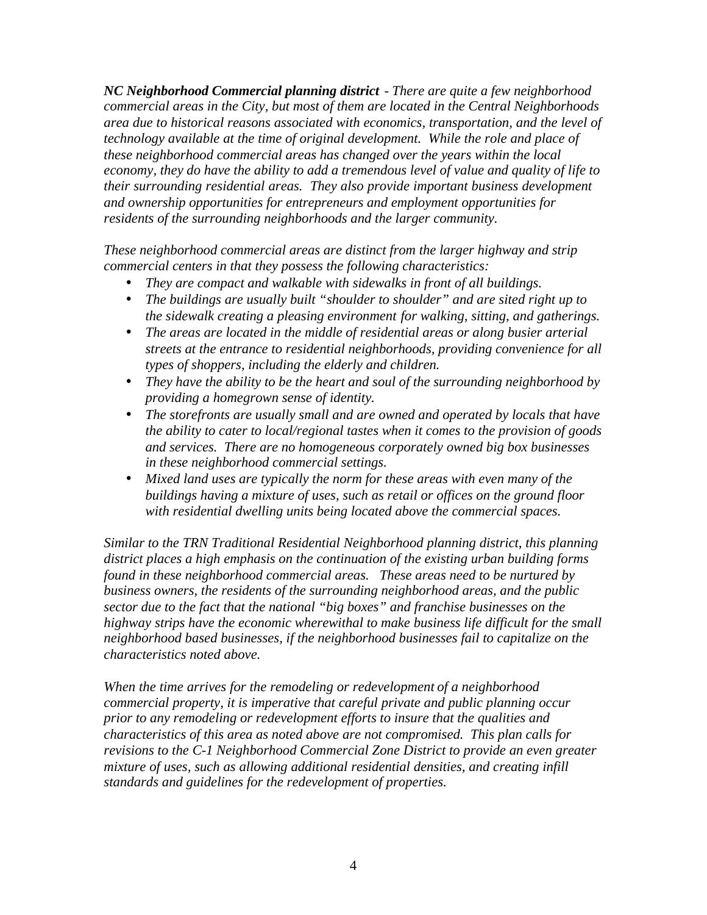***NC Neighborhood Commercial planning district*** *- There are quite a few neighborhood commercial areas in the City, but most of them are located in the Central Neighborhoods area due to historical reasons associated with economics, transportation, and the level of technology available at the time of original development. While the role and place of these neighborhood commercial areas has changed over the years within the local economy, they do have the ability to add a tremendous level of value and quality of life to their surrounding residential areas. They also provide important business development and ownership opportunities for entrepreneurs and employment opportunities for residents of the surrounding neighborhoods and the larger community.*

*These neighborhood commercial areas are distinct from the larger highway and strip commercial centers in that they possess the following characteristics:*

- *They are compact and walkable with sidewalks in front of all buildings.*
- *The buildings are usually built "shoulder to shoulder" and are sited right up to the sidewalk creating a pleasing environment for walking, sitting, and gatherings.*
- *The areas are located in the middle of residential areas or along busier arterial streets at the entrance to residential neighborhoods, providing convenience for all types of shoppers, including the elderly and children.*
- *They have the ability to be the heart and soul of the surrounding neighborhood by providing a homegrown sense of identity.*
- *The storefronts are usually small and are owned and operated by locals that have the ability to cater to local/regional tastes when it comes to the provision of goods and services. There are no homogeneous corporately owned big box businesses in these neighborhood commercial settings.*
- *Mixed land uses are typically the norm for these areas with even many of the buildings having a mixture of uses, such as retail or offices on the ground floor with residential dwelling units being located above the commercial spaces.*

*Similar to the TRN Traditional Residential Neighborhood planning district, this planning district places a high emphasis on the continuation of the existing urban building forms found in these neighborhood commercial areas. These areas need to be nurtured by business owners, the residents of the surrounding neighborhood areas, and the public sector due to the fact that the national "big boxes" and franchise businesses on the highway strips have the economic wherewithal to make business life difficult for the small neighborhood based businesses, if the neighborhood businesses fail to capitalize on the characteristics noted above.*

*When the time arrives for the remodeling or redevelopment of a neighborhood commercial property, it is imperative that careful private and public planning occur prior to any remodeling or redevelopment efforts to insure that the qualities and characteristics of this area as noted above are not compromised. This plan calls for revisions to the C-1 Neighborhood Commercial Zone District to provide an even greater mixture of uses, such as allowing additional residential densities, and creating infill standards and guidelines for the redevelopment of properties.*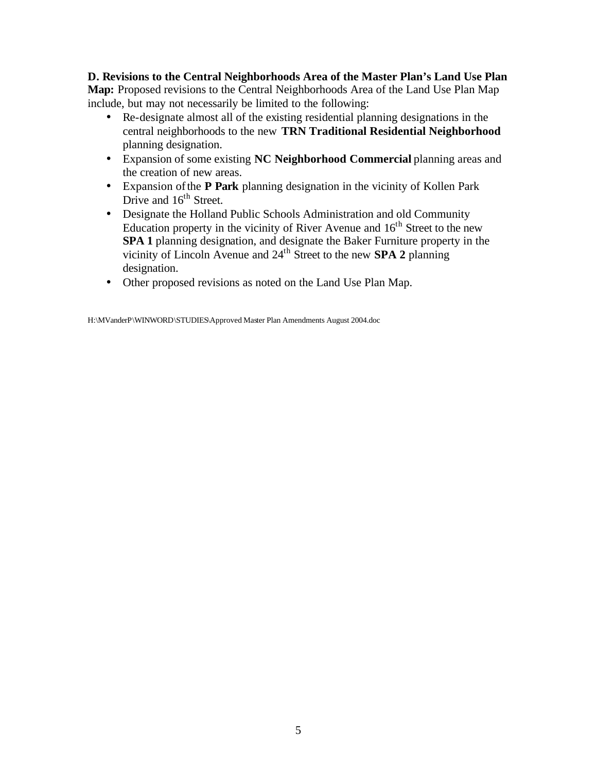**D. Revisions to the Central Neighborhoods Area of the Master Plan's Land Use Plan Map:** Proposed revisions to the Central Neighborhoods Area of the Land Use Plan Map include, but may not necessarily be limited to the following:

- Re-designate almost all of the existing residential planning designations in the central neighborhoods to the new **TRN Traditional Residential Neighborhood** planning designation.
- Expansion of some existing **NC Neighborhood Commercial** planning areas and the creation of new areas.
- Expansion of the **P Park** planning designation in the vicinity of Kollen Park Drive and 16th Street.
- Designate the Holland Public Schools Administration and old Community Education property in the vicinity of River Avenue and 16th Street to the new **SPA 1** planning designation, and designate the Baker Furniture property in the vicinity of Lincoln Avenue and 24th Street to the new **SPA 2** planning designation.
- Other proposed revisions as noted on the Land Use Plan Map.

H:\MVanderP\WINWORD\STUDIES\Approved Master Plan Amendments August 2004.doc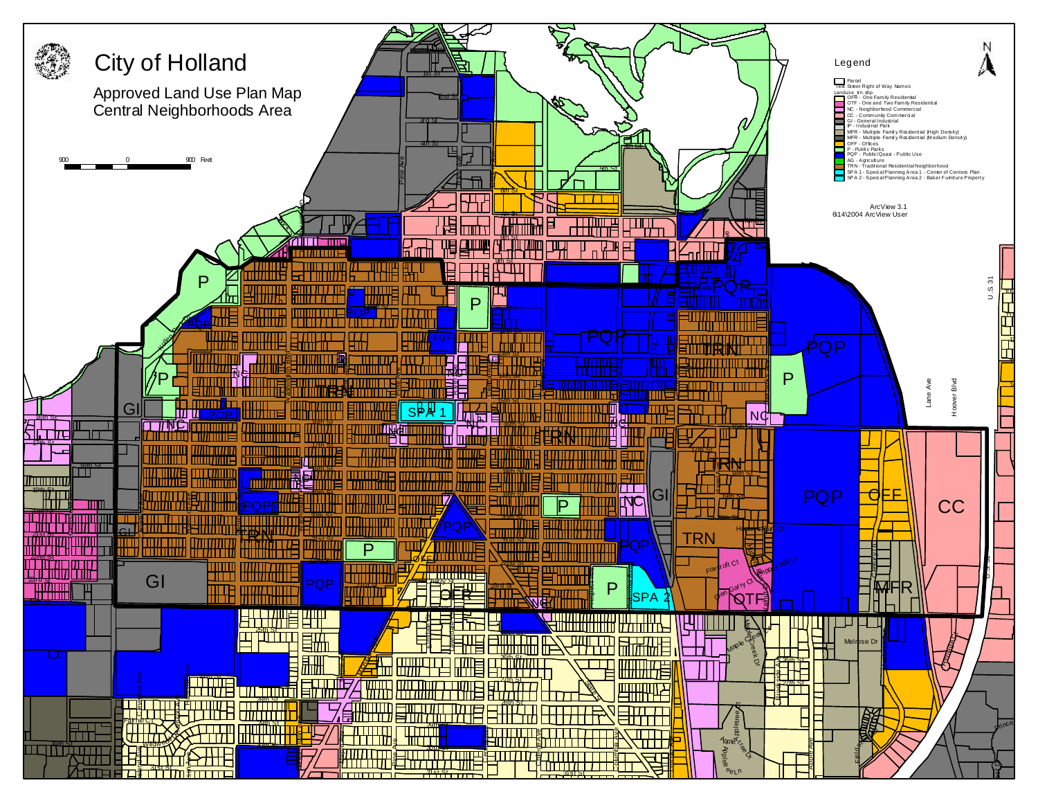# City of Holland

## Approved Land Use Plan Map
## Central Neighborhoods Area

900 0 900 Feet

Legend

- Parcel
- Text Street Right of Way Names
- Landuse_trn.shp
- OFR - One Family Residential
- OTF - One and Two Family Residential
- NC - Neighborhood Commercial
- CC - Community Commercial
- GI - General Industrial
- IP - Industrial Park
- MFR - Multiple Family Residential (High Density)
- MFR - Multiple Family Residential (Medium Density)
- OFF - Offices
- P - Public Parks
- PQP - Public/Quasi - Public Use
- AG - Agriculture
- TRN - Traditional Residential Neighborhood
- SPA 1 - Special Planning Area 1 - Center of Centers Plan
- SPA 2 - Special Planning Area 2 - Baker Furniture Property

ArcView 3.1
6\14\2004 ArcView User

N